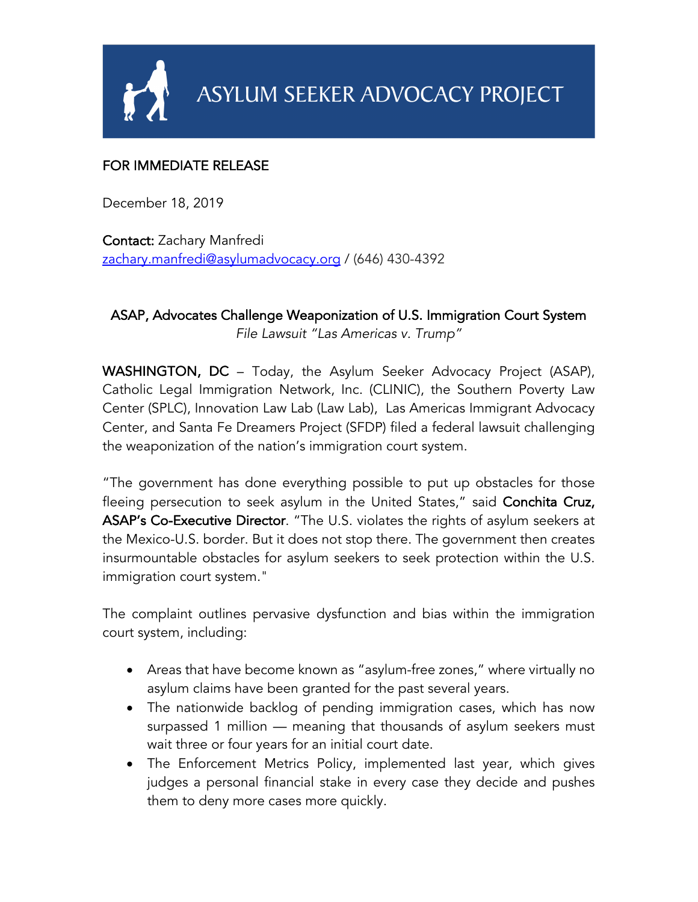# ASYLUM SEEKER ADVOCACY PROJECT

FOR IMMEDIATE RELEASE

December 18, 2019

**Contact:** Zachary Manfredi
zachary.manfredi@asylumadvocacy.org / (646) 430-4392

## ASAP, Advocates Challenge Weaponization of U.S. Immigration Court System

*File Lawsuit "Las Americas v. Trump"*

**WASHINGTON, DC** – Today, the Asylum Seeker Advocacy Project (ASAP), Catholic Legal Immigration Network, Inc. (CLINIC), the Southern Poverty Law Center (SPLC), Innovation Law Lab (Law Lab), Las Americas Immigrant Advocacy Center, and Santa Fe Dreamers Project (SFDP) filed a federal lawsuit challenging the weaponization of the nation's immigration court system.

"The government has done everything possible to put up obstacles for those fleeing persecution to seek asylum in the United States," said **Conchita Cruz, ASAP's Co-Executive Director**. "The U.S. violates the rights of asylum seekers at the Mexico-U.S. border. But it does not stop there. The government then creates insurmountable obstacles for asylum seekers to seek protection within the U.S. immigration court system."

The complaint outlines pervasive dysfunction and bias within the immigration court system, including:

- Areas that have become known as "asylum-free zones," where virtually no asylum claims have been granted for the past several years.
- The nationwide backlog of pending immigration cases, which has now surpassed 1 million — meaning that thousands of asylum seekers must wait three or four years for an initial court date.
- The Enforcement Metrics Policy, implemented last year, which gives judges a personal financial stake in every case they decide and pushes them to deny more cases more quickly.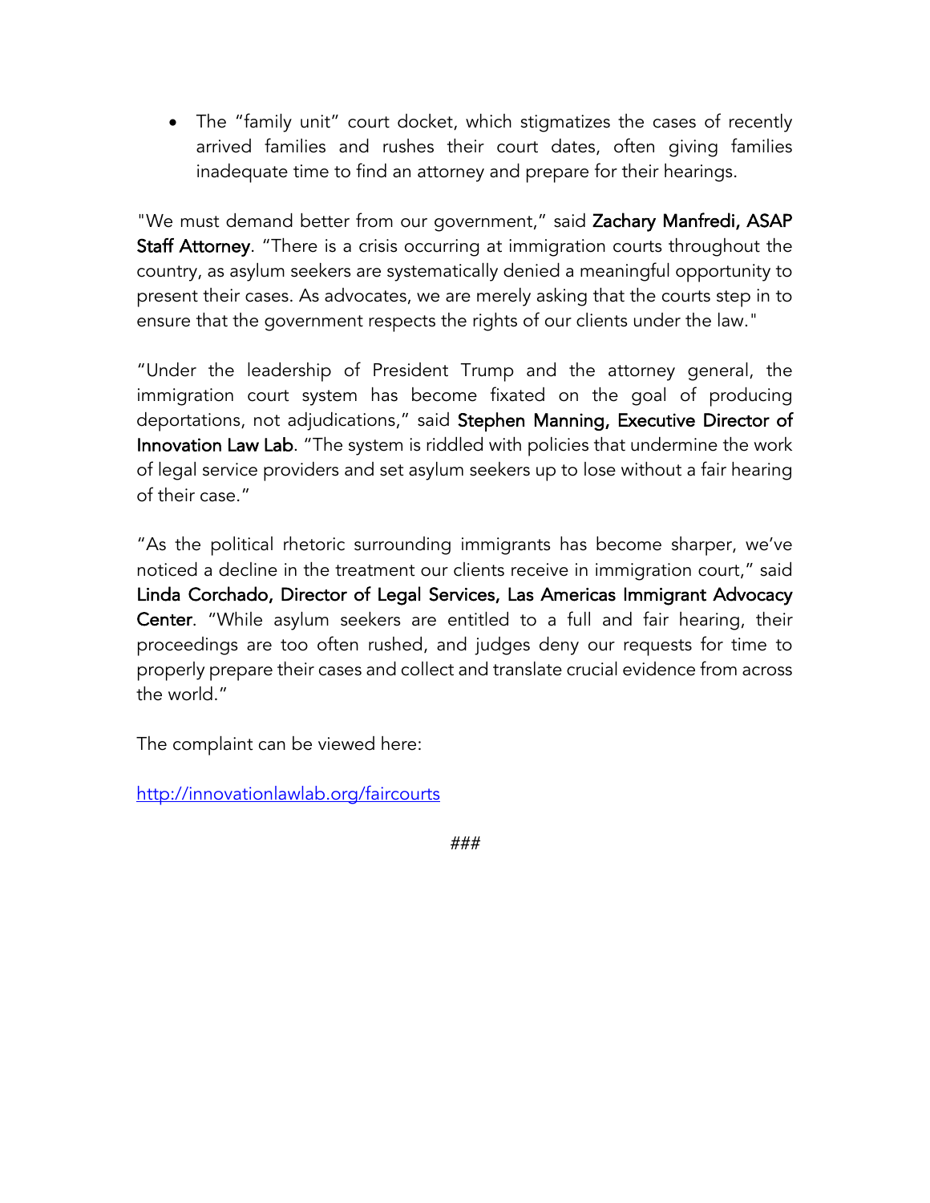- The "family unit" court docket, which stigmatizes the cases of recently arrived families and rushes their court dates, often giving families inadequate time to find an attorney and prepare for their hearings.

"We must demand better from our government," said **Zachary Manfredi, ASAP Staff Attorney**. "There is a crisis occurring at immigration courts throughout the country, as asylum seekers are systematically denied a meaningful opportunity to present their cases. As advocates, we are merely asking that the courts step in to ensure that the government respects the rights of our clients under the law."

"Under the leadership of President Trump and the attorney general, the immigration court system has become fixated on the goal of producing deportations, not adjudications," said **Stephen Manning, Executive Director of Innovation Law Lab**. "The system is riddled with policies that undermine the work of legal service providers and set asylum seekers up to lose without a fair hearing of their case."

"As the political rhetoric surrounding immigrants has become sharper, we've noticed a decline in the treatment our clients receive in immigration court," said **Linda Corchado, Director of Legal Services, Las Americas Immigrant Advocacy Center**. "While asylum seekers are entitled to a full and fair hearing, their proceedings are too often rushed, and judges deny our requests for time to properly prepare their cases and collect and translate crucial evidence from across the world."

The complaint can be viewed here:

http://innovationlawlab.org/faircourts

###